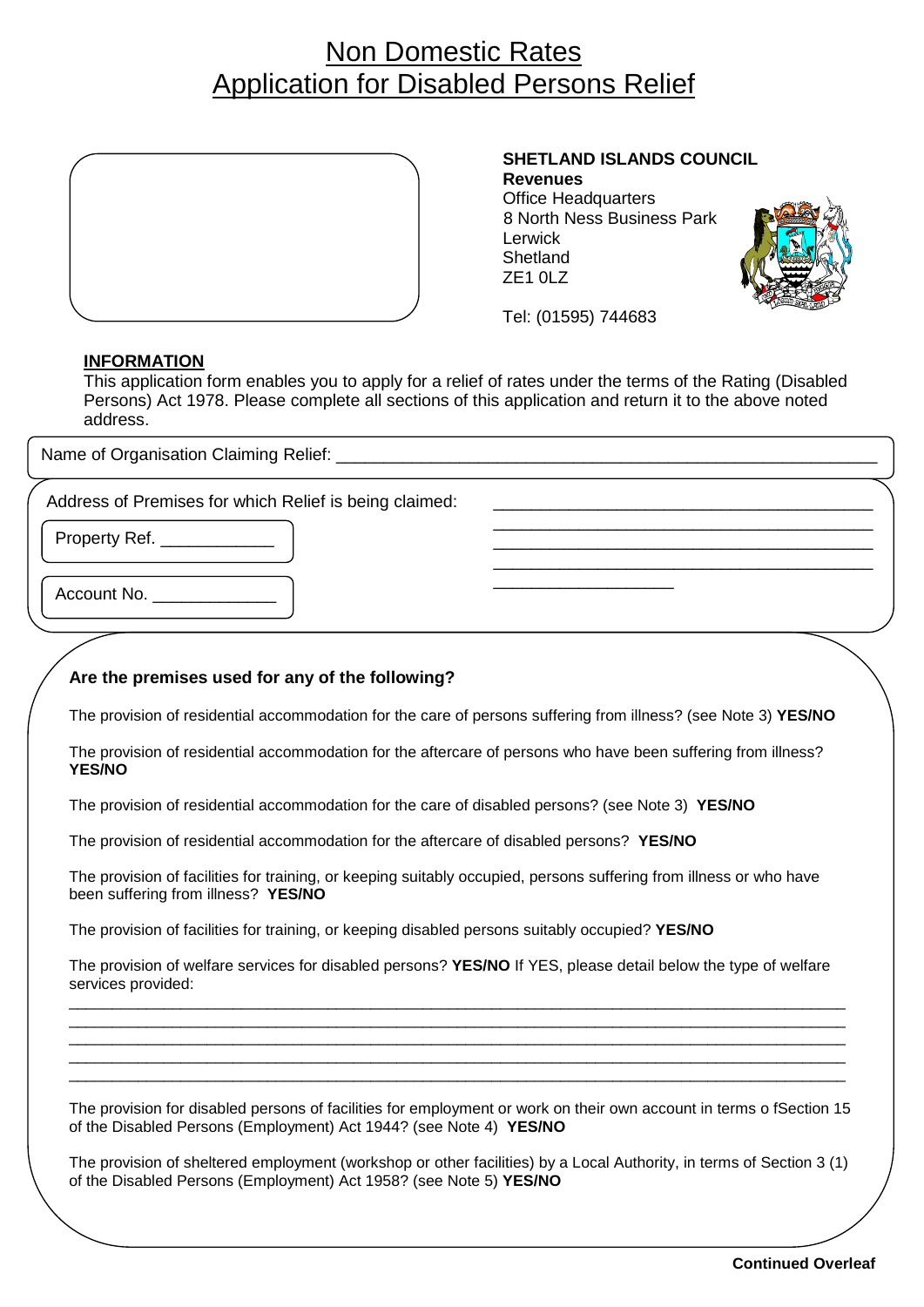# Non Domestic Rates
# Application for Disabled Persons Relief

**SHETLAND ISLANDS COUNCIL**
**Revenues**
Office Headquarters
8 North Ness Business Park
Lerwick
Shetland
ZE1 0LZ

Tel: (01595) 744683

**INFORMATION**

This application form enables you to apply for a relief of rates under the terms of the Rating (Disabled Persons) Act 1978. Please complete all sections of this application and return it to the above noted address.

Name of Organisation Claiming Relief: ____________________________________________________________

Address of Premises for which Relief is being claimed: ________________________________________
________________________________________
________________________________________
________________________________________
____________________

Property Ref. ____________

Account No. _____________

**Are the premises used for any of the following?**

The provision of residential accommodation for the care of persons suffering from illness? (see Note 3) **YES/NO**

The provision of residential accommodation for the aftercare of persons who have been suffering from illness? **YES/NO**

The provision of residential accommodation for the care of disabled persons? (see Note 3) **YES/NO**

The provision of residential accommodation for the aftercare of disabled persons? **YES/NO**

The provision of facilities for training, or keeping suitably occupied, persons suffering from illness or who have been suffering from illness? **YES/NO**

The provision of facilities for training, or keeping disabled persons suitably occupied? **YES/NO**

The provision of welfare services for disabled persons? **YES/NO** If YES, please detail below the type of welfare services provided:

______________________________________________________________________________________________
______________________________________________________________________________________________
______________________________________________________________________________________________
______________________________________________________________________________________________
______________________________________________________________________________________________

The provision for disabled persons of facilities for employment or work on their own account in terms o fSection 15 of the Disabled Persons (Employment) Act 1944? (see Note 4) **YES/NO**

The provision of sheltered employment (workshop or other facilities) by a Local Authority, in terms of Section 3 (1) of the Disabled Persons (Employment) Act 1958? (see Note 5) **YES/NO**

**Continued Overleaf**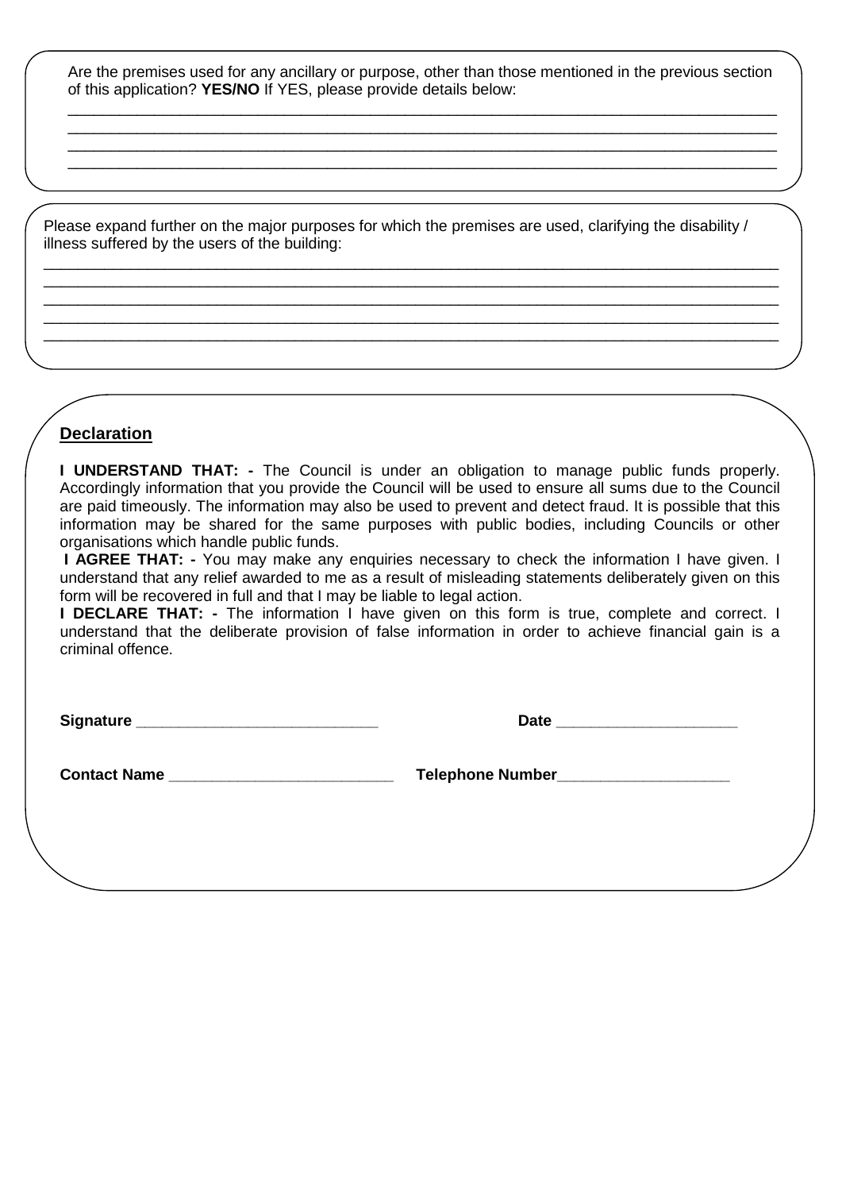Are the premises used for any ancillary or purpose, other than those mentioned in the previous section of this application? **YES/NO** If YES, please provide details below:

______________________________________________________________________________

______________________________________________________________________________

______________________________________________________________________________

______________________________________________________________________________

Please expand further on the major purposes for which the premises are used, clarifying the disability / illness suffered by the users of the building:

______________________________________________________________________________

______________________________________________________________________________

______________________________________________________________________________

______________________________________________________________________________

______________________________________________________________________________

## Declaration

**I UNDERSTAND THAT: -** The Council is under an obligation to manage public funds properly. Accordingly information that you provide the Council will be used to ensure all sums due to the Council are paid timeously. The information may also be used to prevent and detect fraud. It is possible that this information may be shared for the same purposes with public bodies, including Councils or other organisations which handle public funds.

**I AGREE THAT: -** You may make any enquiries necessary to check the information I have given. I understand that any relief awarded to me as a result of misleading statements deliberately given on this form will be recovered in full and that I may be liable to legal action.

**I DECLARE THAT: -** The information I have given on this form is true, complete and correct. I understand that the deliberate provision of false information in order to achieve financial gain is a criminal offence.

**Signature** ____________________________ **Date** ____________________

**Contact Name** __________________________ **Telephone Number**____________________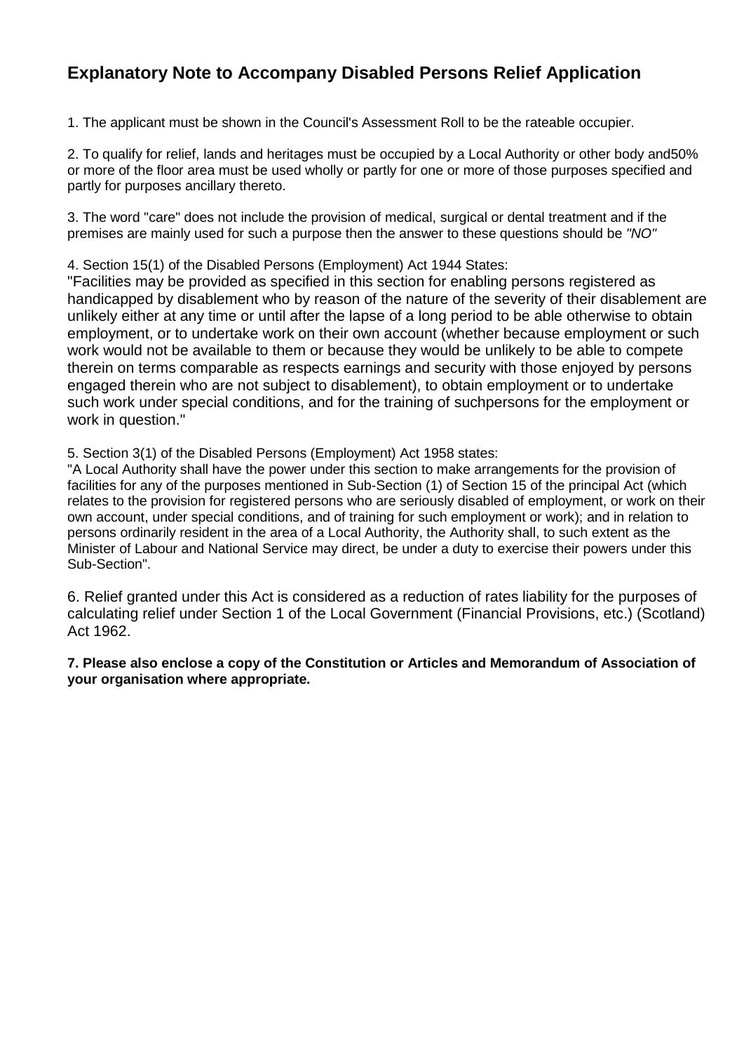## Explanatory Note to Accompany Disabled Persons Relief Application

1. The applicant must be shown in the Council's Assessment Roll to be the rateable occupier.

2. To qualify for relief, lands and heritages must be occupied by a Local Authority or other body and50% or more of the floor area must be used wholly or partly for one or more of those purposes specified and partly for purposes ancillary thereto.

3. The word "care" does not include the provision of medical, surgical or dental treatment and if the premises are mainly used for such a purpose then the answer to these questions should be *"NO"*

4. Section 15(1) of the Disabled Persons (Employment) Act 1944 States:
"Facilities may be provided as specified in this section for enabling persons registered as handicapped by disablement who by reason of the nature of the severity of their disablement are unlikely either at any time or until after the lapse of a long period to be able otherwise to obtain employment, or to undertake work on their own account (whether because employment or such work would not be available to them or because they would be unlikely to be able to compete therein on terms comparable as respects earnings and security with those enjoyed by persons engaged therein who are not subject to disablement), to obtain employment or to undertake such work under special conditions, and for the training of suchpersons for the employment or work in question."

5. Section 3(1) of the Disabled Persons (Employment) Act 1958 states:
"A Local Authority shall have the power under this section to make arrangements for the provision of facilities for any of the purposes mentioned in Sub-Section (1) of Section 15 of the principal Act (which relates to the provision for registered persons who are seriously disabled of employment, or work on their own account, under special conditions, and of training for such employment or work); and in relation to persons ordinarily resident in the area of a Local Authority, the Authority shall, to such extent as the Minister of Labour and National Service may direct, be under a duty to exercise their powers under this Sub-Section".

6. Relief granted under this Act is considered as a reduction of rates liability for the purposes of calculating relief under Section 1 of the Local Government (Financial Provisions, etc.) (Scotland) Act 1962.

**7. Please also enclose a copy of the Constitution or Articles and Memorandum of Association of your organisation where appropriate.**